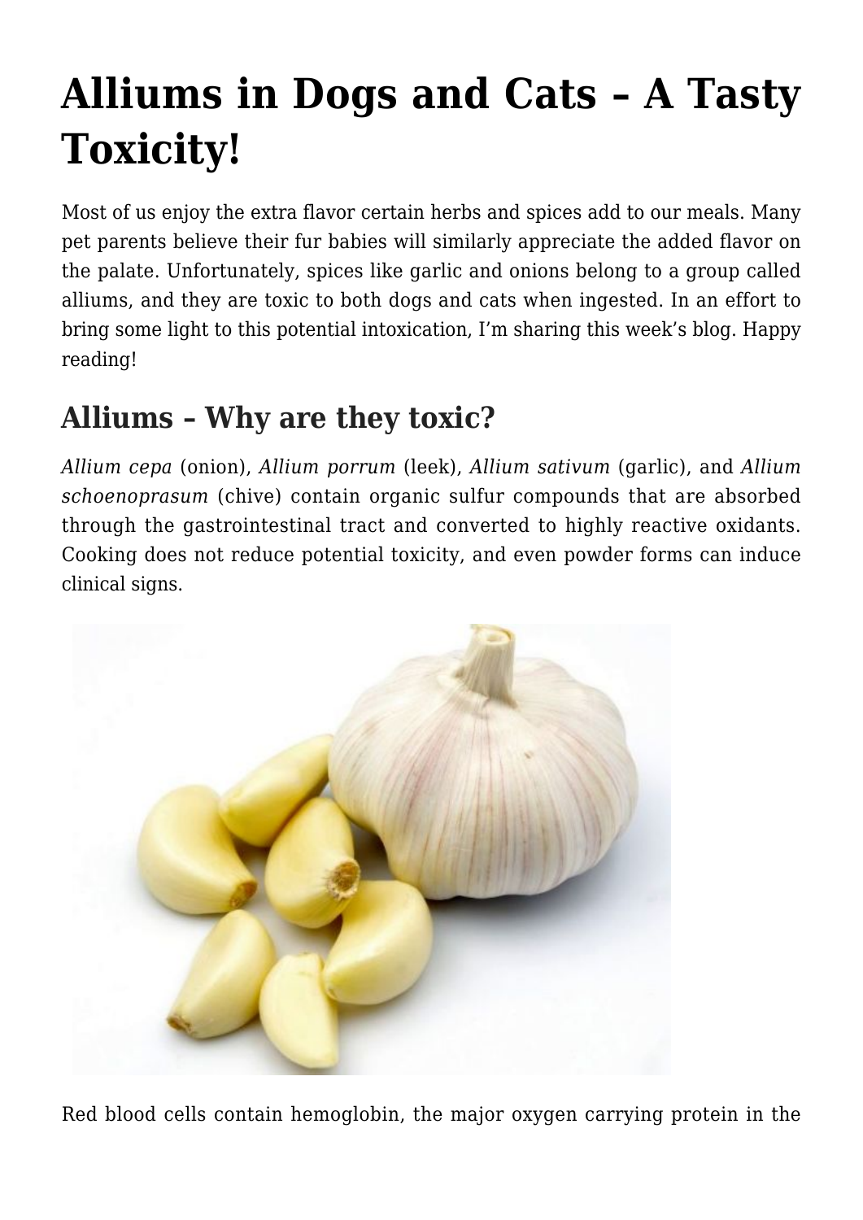# Alliums in Dogs and Cats – A Tasty Toxicity!

Most of us enjoy the extra flavor certain herbs and spices add to our meals. Many pet parents believe their fur babies will similarly appreciate the added flavor on the palate. Unfortunately, spices like garlic and onions belong to a group called alliums, and they are toxic to both dogs and cats when ingested. In an effort to bring some light to this potential intoxication, I'm sharing this week's blog. Happy reading!

## Alliums – Why are they toxic?

*Allium cepa* (onion), *Allium porrum* (leek), *Allium sativum* (garlic), and *Allium schoenoprasum* (chive) contain organic sulfur compounds that are absorbed through the gastrointestinal tract and converted to highly reactive oxidants. Cooking does not reduce potential toxicity, and even powder forms can induce clinical signs.

Red blood cells contain hemoglobin, the major oxygen carrying protein in the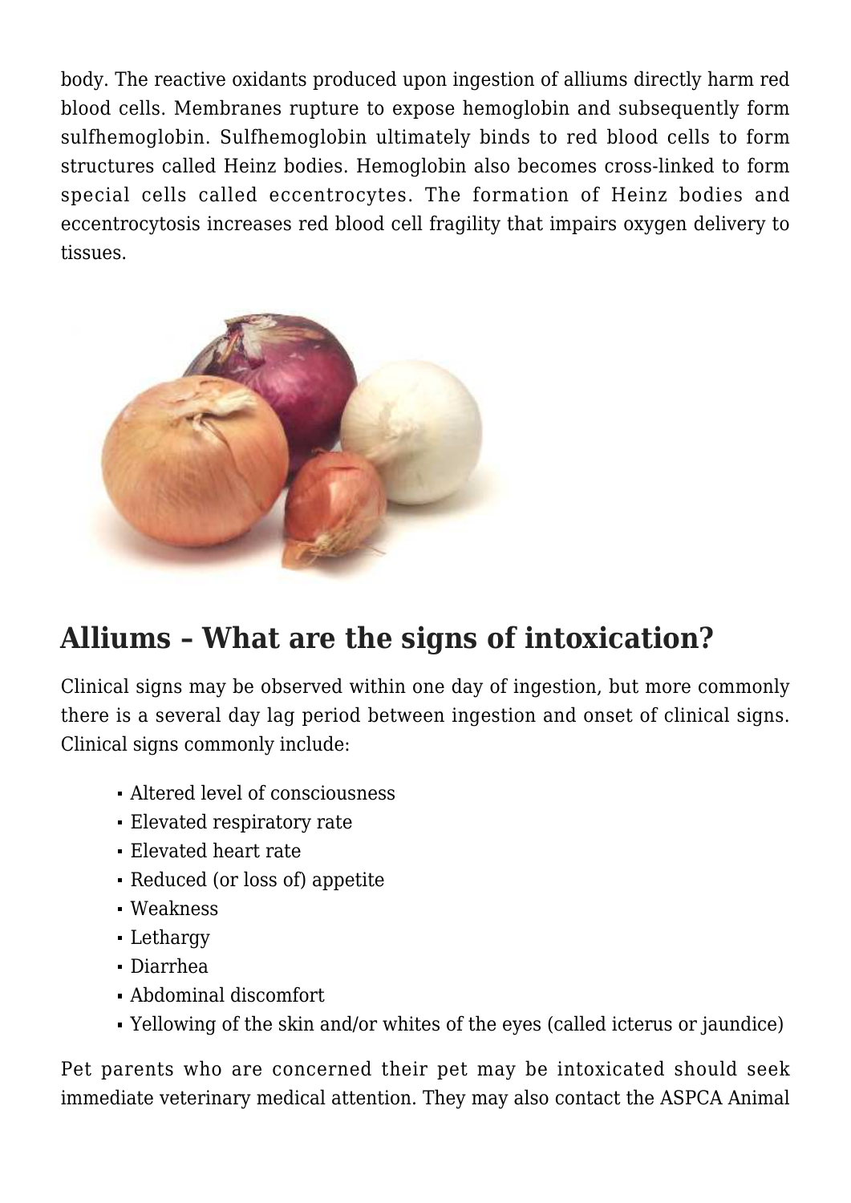body. The reactive oxidants produced upon ingestion of alliums directly harm red blood cells. Membranes rupture to expose hemoglobin and subsequently form sulfhemoglobin. Sulfhemoglobin ultimately binds to red blood cells to form structures called Heinz bodies. Hemoglobin also becomes cross-linked to form special cells called eccentrocytes. The formation of Heinz bodies and eccentrocytosis increases red blood cell fragility that impairs oxygen delivery to tissues.

## Alliums – What are the signs of intoxication?

Clinical signs may be observed within one day of ingestion, but more commonly there is a several day lag period between ingestion and onset of clinical signs. Clinical signs commonly include:

- Altered level of consciousness
- Elevated respiratory rate
- Elevated heart rate
- Reduced (or loss of) appetite
- Weakness
- Lethargy
- Diarrhea
- Abdominal discomfort
- Yellowing of the skin and/or whites of the eyes (called icterus or jaundice)

Pet parents who are concerned their pet may be intoxicated should seek immediate veterinary medical attention. They may also contact the ASPCA Animal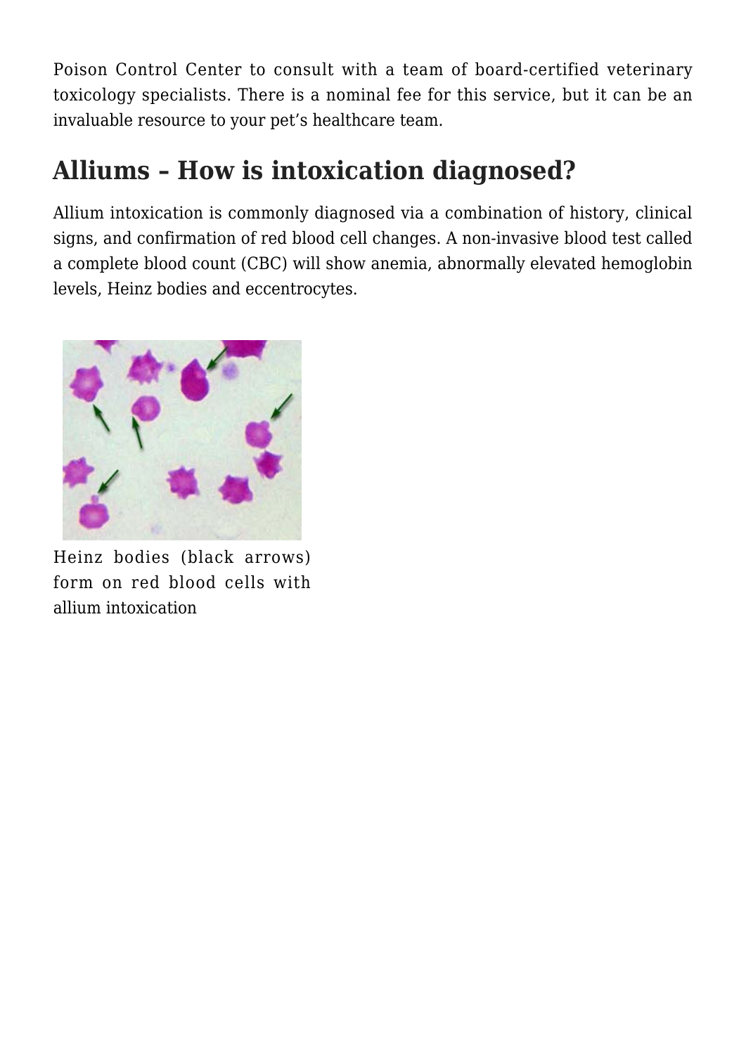Poison Control Center to consult with a team of board-certified veterinary toxicology specialists. There is a nominal fee for this service, but it can be an invaluable resource to your pet's healthcare team.

## Alliums – How is intoxication diagnosed?

Allium intoxication is commonly diagnosed via a combination of history, clinical signs, and confirmation of red blood cell changes. A non-invasive blood test called a complete blood count (CBC) will show anemia, abnormally elevated hemoglobin levels, Heinz bodies and eccentrocytes.

Heinz bodies (black arrows) form on red blood cells with allium intoxication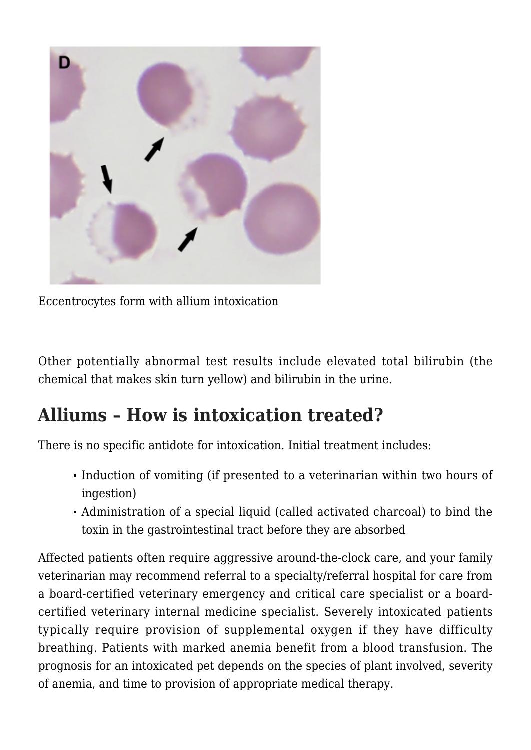Eccentrocytes form with allium intoxication

Other potentially abnormal test results include elevated total bilirubin (the chemical that makes skin turn yellow) and bilirubin in the urine.

## Alliums – How is intoxication treated?

There is no specific antidote for intoxication. Initial treatment includes:

- Induction of vomiting (if presented to a veterinarian within two hours of ingestion)
- Administration of a special liquid (called activated charcoal) to bind the toxin in the gastrointestinal tract before they are absorbed

Affected patients often require aggressive around-the-clock care, and your family veterinarian may recommend referral to a specialty/referral hospital for care from a board-certified veterinary emergency and critical care specialist or a board-certified veterinary internal medicine specialist. Severely intoxicated patients typically require provision of supplemental oxygen if they have difficulty breathing. Patients with marked anemia benefit from a blood transfusion. The prognosis for an intoxicated pet depends on the species of plant involved, severity of anemia, and time to provision of appropriate medical therapy.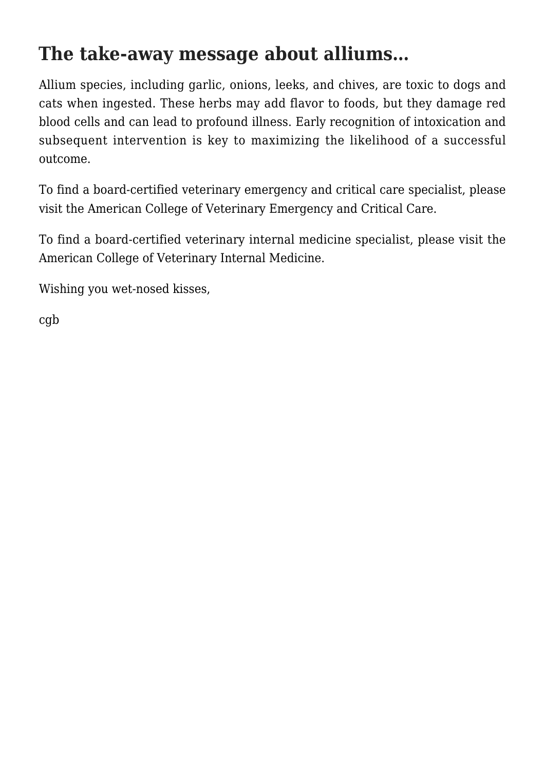## The take-away message about alliums…

Allium species, including garlic, onions, leeks, and chives, are toxic to dogs and cats when ingested. These herbs may add flavor to foods, but they damage red blood cells and can lead to profound illness. Early recognition of intoxication and subsequent intervention is key to maximizing the likelihood of a successful outcome.

To find a board-certified veterinary emergency and critical care specialist, please visit the American College of Veterinary Emergency and Critical Care.

To find a board-certified veterinary internal medicine specialist, please visit the American College of Veterinary Internal Medicine.

Wishing you wet-nosed kisses,

cgb